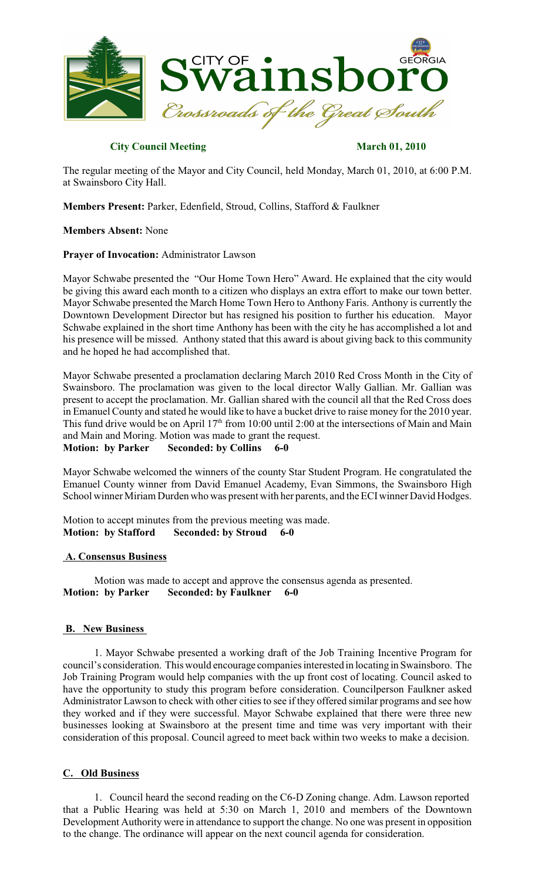**City Council Meeting** **March 01, 2010**

The regular meeting of the Mayor and City Council, held Monday, March 01, 2010, at 6:00 P.M. at Swainsboro City Hall.

**Members Present:** Parker, Edenfield, Stroud, Collins, Stafford & Faulkner

**Members Absent:** None

**Prayer of Invocation:** Administrator Lawson

Mayor Schwabe presented the "Our Home Town Hero" Award. He explained that the city would be giving this award each month to a citizen who displays an extra effort to make our town better. Mayor Schwabe presented the March Home Town Hero to Anthony Faris. Anthony is currently the Downtown Development Director but has resigned his position to further his education. Mayor Schwabe explained in the short time Anthony has been with the city he has accomplished a lot and his presence will be missed. Anthony stated that this award is about giving back to this community and he hoped he had accomplished that.

Mayor Schwabe presented a proclamation declaring March 2010 Red Cross Month in the City of Swainsboro. The proclamation was given to the local director Wally Gallian. Mr. Gallian was present to accept the proclamation. Mr. Gallian shared with the council all that the Red Cross does in Emanuel County and stated he would like to have a bucket drive to raise money for the 2010 year. This fund drive would be on April 17th from 10:00 until 2:00 at the intersections of Main and Main and Main and Moring. Motion was made to grant the request.
**Motion: by Parker Seconded: by Collins 6-0**

Mayor Schwabe welcomed the winners of the county Star Student Program. He congratulated the Emanuel County winner from David Emanuel Academy, Evan Simmons, the Swainsboro High School winner Miriam Durden who was present with her parents, and the ECI winner David Hodges.

Motion to accept minutes from the previous meeting was made.
**Motion: by Stafford Seconded: by Stroud 6-0**

**A. Consensus Business**

Motion was made to accept and approve the consensus agenda as presented.
**Motion: by Parker Seconded: by Faulkner 6-0**

**B. New Business**

1. Mayor Schwabe presented a working draft of the Job Training Incentive Program for council's consideration. This would encourage companies interested in locating in Swainsboro. The Job Training Program would help companies with the up front cost of locating. Council asked to have the opportunity to study this program before consideration. Councilperson Faulkner asked Administrator Lawson to check with other cities to see if they offered similar programs and see how they worked and if they were successful. Mayor Schwabe explained that there were three new businesses looking at Swainsboro at the present time and time was very important with their consideration of this proposal. Council agreed to meet back within two weeks to make a decision.

**C. Old Business**

1. Council heard the second reading on the C6-D Zoning change. Adm. Lawson reported that a Public Hearing was held at 5:30 on March 1, 2010 and members of the Downtown Development Authority were in attendance to support the change. No one was present in opposition to the change. The ordinance will appear on the next council agenda for consideration.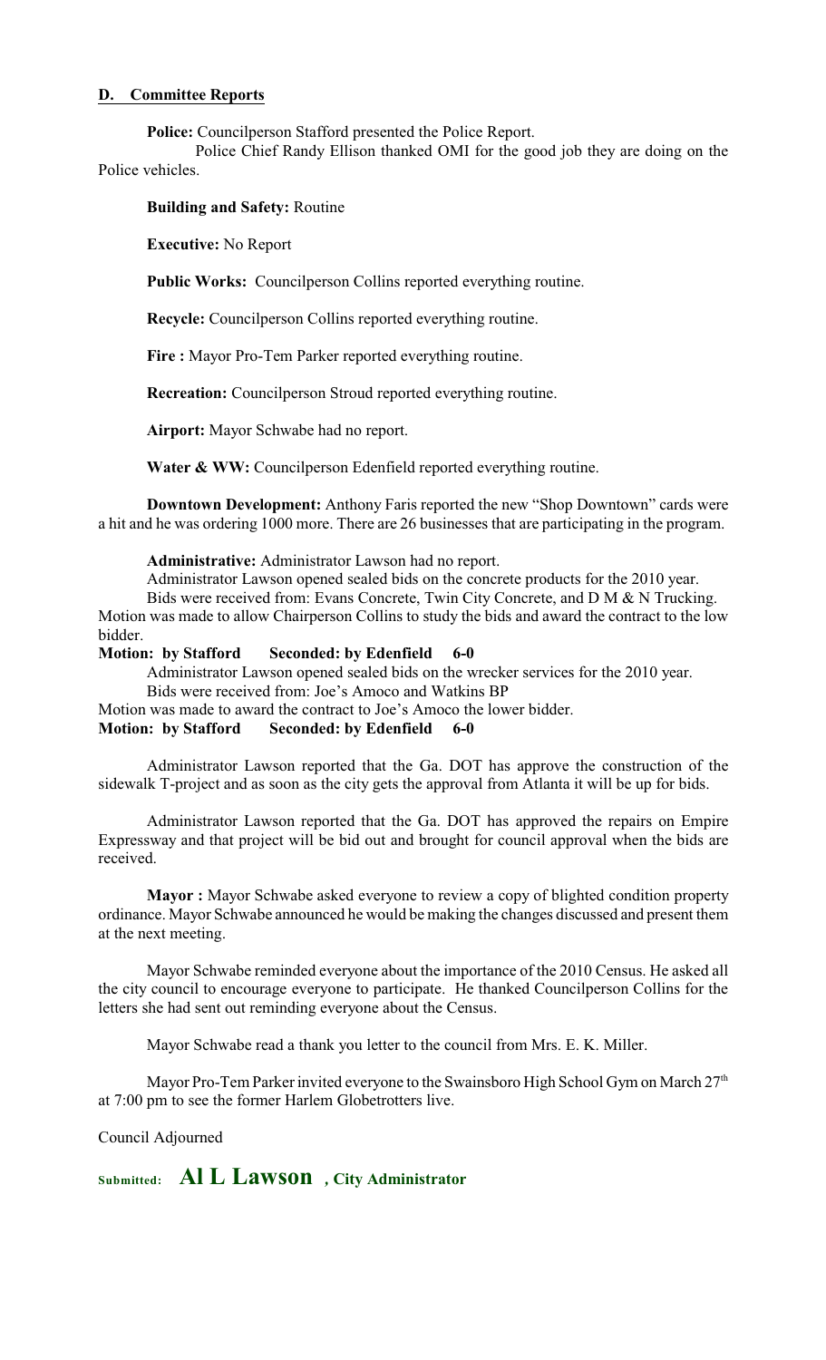## D. Committee Reports

**Police:** Councilperson Stafford presented the Police Report.

Police Chief Randy Ellison thanked OMI for the good job they are doing on the Police vehicles.

**Building and Safety:** Routine

**Executive:** No Report

**Public Works:** Councilperson Collins reported everything routine.

**Recycle:** Councilperson Collins reported everything routine.

**Fire :** Mayor Pro-Tem Parker reported everything routine.

**Recreation:** Councilperson Stroud reported everything routine.

**Airport:** Mayor Schwabe had no report.

**Water & WW:** Councilperson Edenfield reported everything routine.

**Downtown Development:** Anthony Faris reported the new "Shop Downtown" cards were a hit and he was ordering 1000 more. There are 26 businesses that are participating in the program.

**Administrative:** Administrator Lawson had no report.

Administrator Lawson opened sealed bids on the concrete products for the 2010 year.

Bids were received from: Evans Concrete, Twin City Concrete, and D M & N Trucking.

Motion was made to allow Chairperson Collins to study the bids and award the contract to the low bidder.

**Motion: by Stafford Seconded: by Edenfield 6-0**

Administrator Lawson opened sealed bids on the wrecker services for the 2010 year.

Bids were received from: Joe's Amoco and Watkins BP

Motion was made to award the contract to Joe's Amoco the lower bidder.

**Motion: by Stafford Seconded: by Edenfield 6-0**

Administrator Lawson reported that the Ga. DOT has approve the construction of the sidewalk T-project and as soon as the city gets the approval from Atlanta it will be up for bids.

Administrator Lawson reported that the Ga. DOT has approved the repairs on Empire Expressway and that project will be bid out and brought for council approval when the bids are received.

**Mayor :** Mayor Schwabe asked everyone to review a copy of blighted condition property ordinance. Mayor Schwabe announced he would be making the changes discussed and present them at the next meeting.

Mayor Schwabe reminded everyone about the importance of the 2010 Census. He asked all the city council to encourage everyone to participate. He thanked Councilperson Collins for the letters she had sent out reminding everyone about the Census.

Mayor Schwabe read a thank you letter to the council from Mrs. E. K. Miller.

Mayor Pro-Tem Parker invited everyone to the Swainsboro High School Gym on March 27th at 7:00 pm to see the former Harlem Globetrotters live.

Council Adjourned

**Submitted: Al L Lawson , City Administrator**